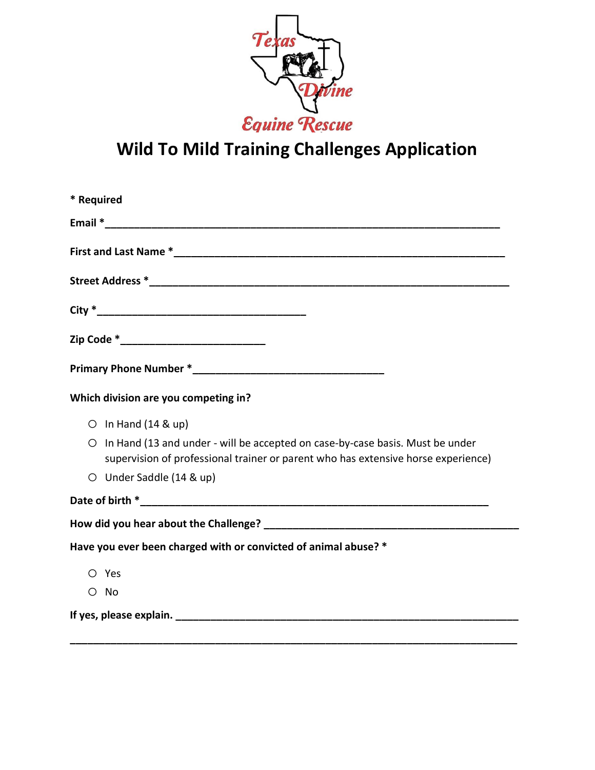Texas Divine Equine Rescue

# Wild To Mild Training Challenges Application

**\* Required**

**Email \***______________________________________________________________

**First and Last Name \***____________________________________________________

**Street Address \***________________________________________________________

**City \***__________________________________

**Zip Code \***_______________________

**Primary Phone Number \***______________________________

**Which division are you competing in?**

- ○ In Hand (14 & up)
- ○ In Hand (13 and under - will be accepted on case-by-case basis. Must be under supervision of professional trainer or parent who has extensive horse experience)
- ○ Under Saddle (14 & up)

**Date of birth \***______________________________________________________

**How did you hear about the Challenge?** ______________________________________

**Have you ever been charged with or convicted of animal abuse? \***

- ○ Yes
- ○ No

**If yes, please explain.** ____________________________________________________

________________________________________________________________________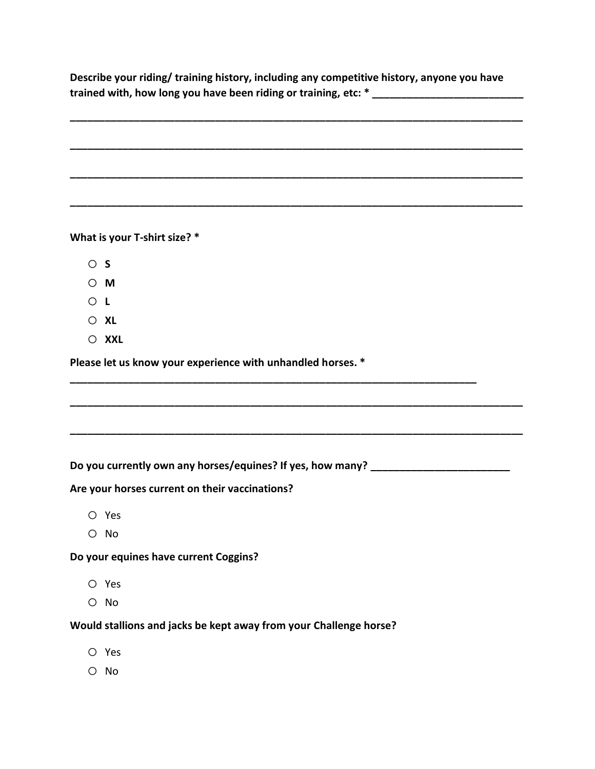**Describe your riding/ training history, including any competitive history, anyone you have trained with, how long you have been riding or training, etc: * ___________________________**

_______________________________________________________________________________

_______________________________________________________________________________

_______________________________________________________________________________

_______________________________________________________________________________

**What is your T-shirt size? ***

- ○ **S**
- ○ **M**
- ○ **L**
- ○ **XL**
- ○ **XXL**

**Please let us know your experience with unhandled horses. ***

_________________________________________________________________________

_______________________________________________________________________________

_______________________________________________________________________________

**Do you currently own any horses/equines? If yes, how many? _________________________**

**Are your horses current on their vaccinations?**

- ○ Yes
- ○ No

**Do your equines have current Coggins?**

- ○ Yes
- ○ No

**Would stallions and jacks be kept away from your Challenge horse?**

- ○ Yes
- ○ No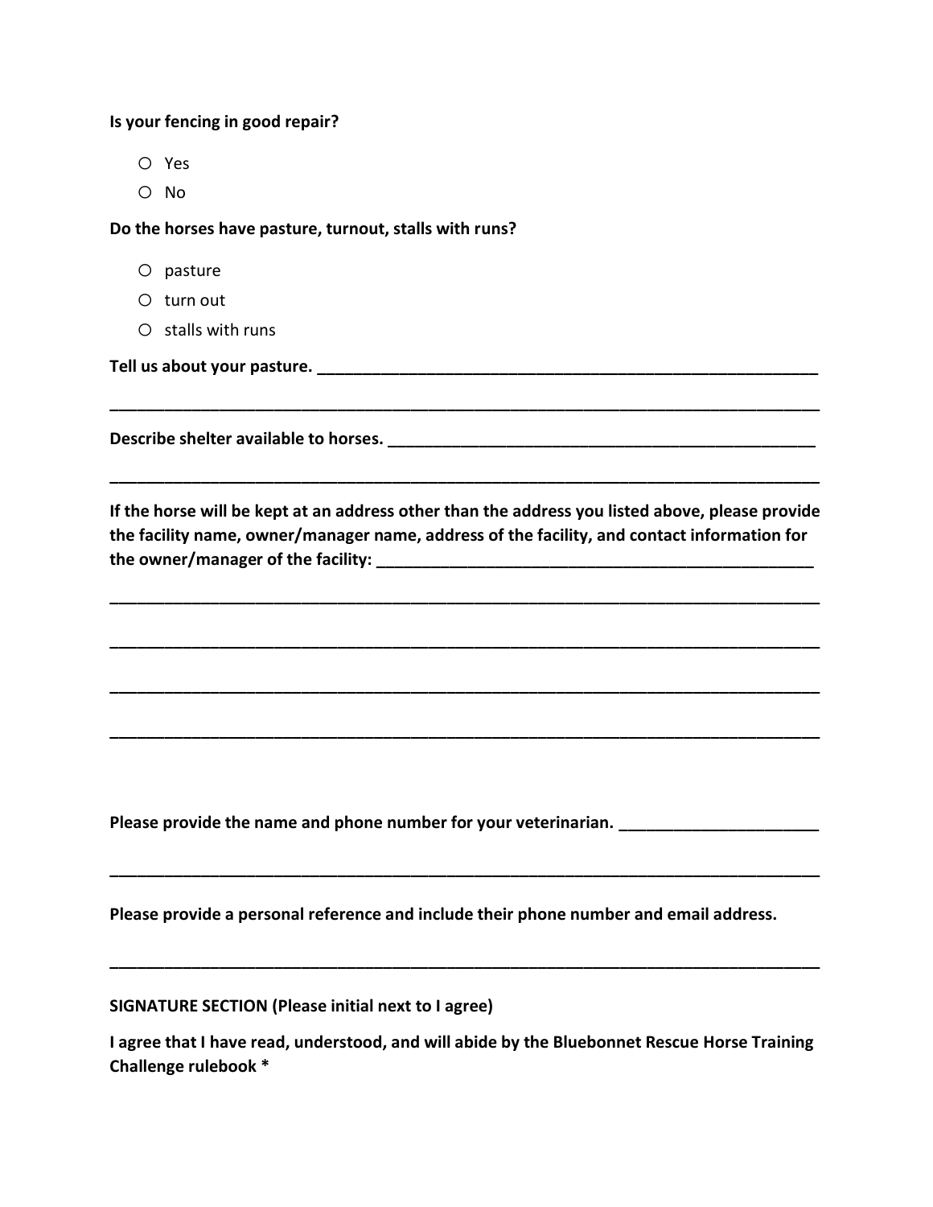**Is your fencing in good repair?**

- ○ Yes
- ○ No

**Do the horses have pasture, turnout, stalls with runs?**

- ○ pasture
- ○ turn out
- ○ stalls with runs

**Tell us about your pasture. ___________________________________________________________**

**_____________________________________________________________________________**

**Describe shelter available to horses. __________________________________________________**

**_____________________________________________________________________________**

**If the horse will be kept at an address other than the address you listed above, please provide the facility name, owner/manager name, address of the facility, and contact information for the owner/manager of the facility: __________________________________________________**

**_____________________________________________________________________________**

**_____________________________________________________________________________**

**_____________________________________________________________________________**

**_____________________________________________________________________________**

**Please provide the name and phone number for your veterinarian. ______________________**

**_____________________________________________________________________________**

**Please provide a personal reference and include their phone number and email address.**

**_____________________________________________________________________________**

**SIGNATURE SECTION (Please initial next to I agree)**

**I agree that I have read, understood, and will abide by the Bluebonnet Rescue Horse Training Challenge rulebook \***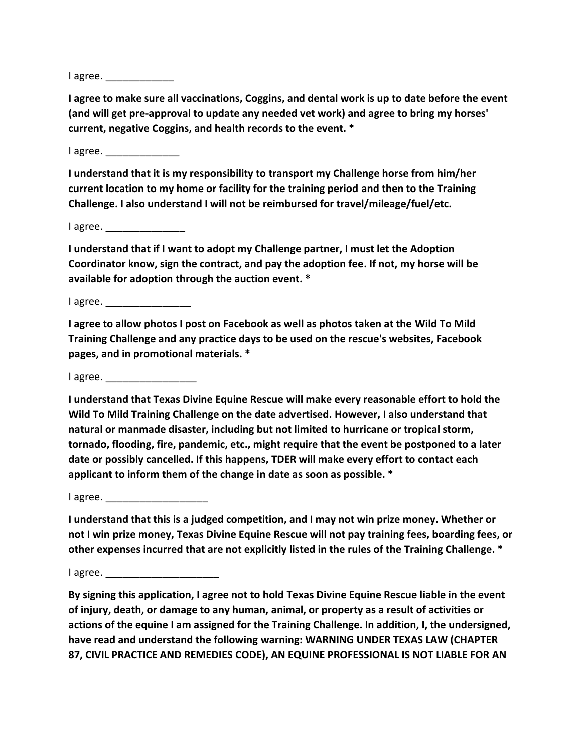I agree. ____________

**I agree to make sure all vaccinations, Coggins, and dental work is up to date before the event (and will get pre-approval to update any needed vet work) and agree to bring my horses' current, negative Coggins, and health records to the event. ***

I agree. _____________

**I understand that it is my responsibility to transport my Challenge horse from him/her current location to my home or facility for the training period and then to the Training Challenge. I also understand I will not be reimbursed for travel/mileage/fuel/etc.**

I agree. ______________

**I understand that if I want to adopt my Challenge partner, I must let the Adoption Coordinator know, sign the contract, and pay the adoption fee. If not, my horse will be available for adoption through the auction event. ***

I agree. _______________

**I agree to allow photos I post on Facebook as well as photos taken at the Wild To Mild Training Challenge and any practice days to be used on the rescue's websites, Facebook pages, and in promotional materials. ***

I agree. ________________

**I understand that Texas Divine Equine Rescue will make every reasonable effort to hold the Wild To Mild Training Challenge on the date advertised. However, I also understand that natural or manmade disaster, including but not limited to hurricane or tropical storm, tornado, flooding, fire, pandemic, etc., might require that the event be postponed to a later date or possibly cancelled. If this happens, TDER will make every effort to contact each applicant to inform them of the change in date as soon as possible. ***

I agree. __________________

**I understand that this is a judged competition, and I may not win prize money. Whether or not I win prize money, Texas Divine Equine Rescue will not pay training fees, boarding fees, or other expenses incurred that are not explicitly listed in the rules of the Training Challenge. ***

I agree. ____________________

**By signing this application, I agree not to hold Texas Divine Equine Rescue liable in the event of injury, death, or damage to any human, animal, or property as a result of activities or actions of the equine I am assigned for the Training Challenge. In addition, I, the undersigned, have read and understand the following warning: WARNING UNDER TEXAS LAW (CHAPTER 87, CIVIL PRACTICE AND REMEDIES CODE), AN EQUINE PROFESSIONAL IS NOT LIABLE FOR AN**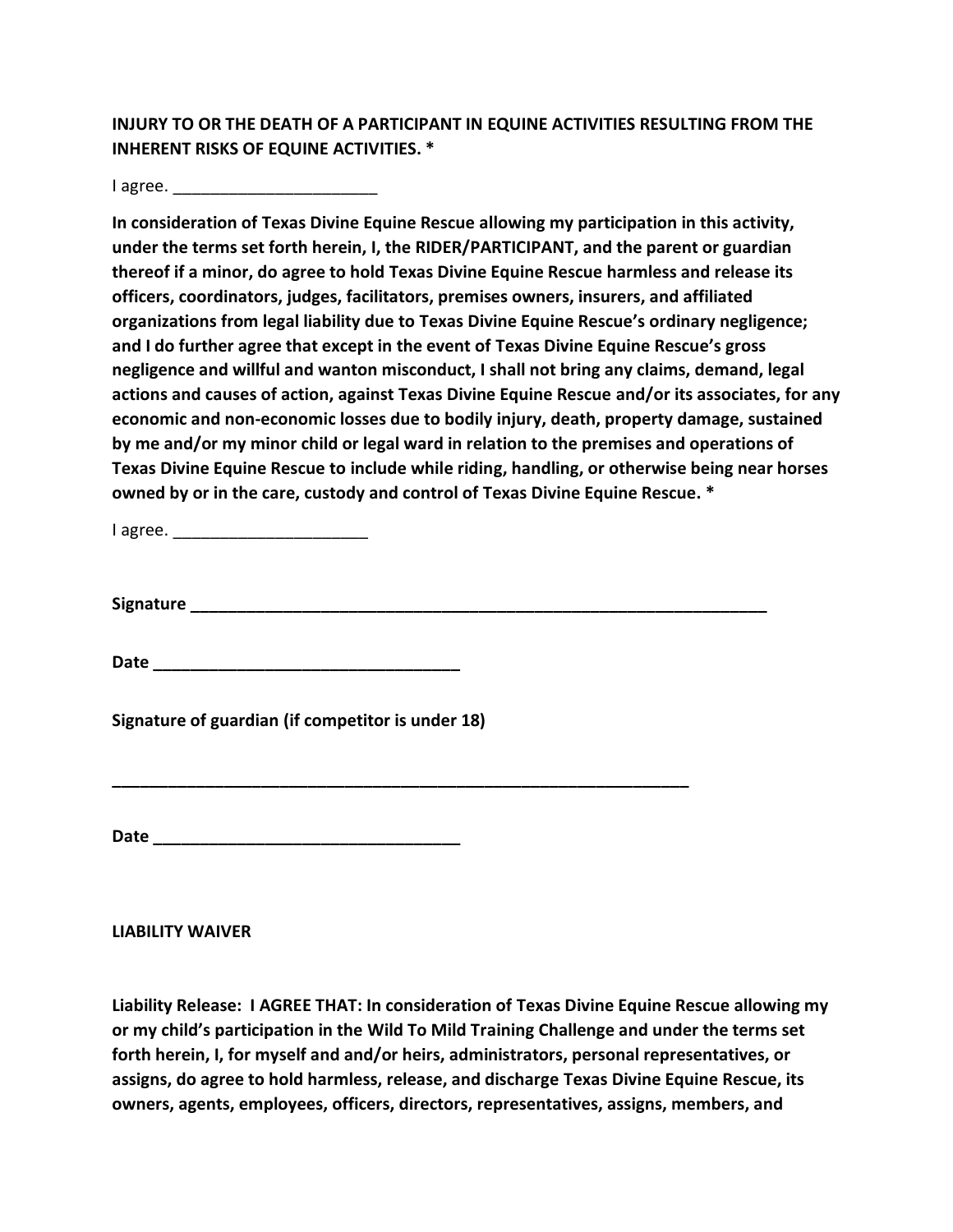**INJURY TO OR THE DEATH OF A PARTICIPANT IN EQUINE ACTIVITIES RESULTING FROM THE INHERENT RISKS OF EQUINE ACTIVITIES. ***

I agree. ______________________

**In consideration of Texas Divine Equine Rescue allowing my participation in this activity, under the terms set forth herein, I, the RIDER/PARTICIPANT, and the parent or guardian thereof if a minor, do agree to hold Texas Divine Equine Rescue harmless and release its officers, coordinators, judges, facilitators, premises owners, insurers, and affiliated organizations from legal liability due to Texas Divine Equine Rescue's ordinary negligence; and I do further agree that except in the event of Texas Divine Equine Rescue's gross negligence and willful and wanton misconduct, I shall not bring any claims, demand, legal actions and causes of action, against Texas Divine Equine Rescue and/or its associates, for any economic and non-economic losses due to bodily injury, death, property damage, sustained by me and/or my minor child or legal ward in relation to the premises and operations of Texas Divine Equine Rescue to include while riding, handling, or otherwise being near horses owned by or in the care, custody and control of Texas Divine Equine Rescue. ***

I agree. _____________________

**Signature ________________________________________________________________**

**Date __________________________________**

**Signature of guardian (if competitor is under 18)**

**________________________________________________________________**

**Date __________________________________**

**LIABILITY WAIVER**

**Liability Release: I AGREE THAT: In consideration of Texas Divine Equine Rescue allowing my or my child's participation in the Wild To Mild Training Challenge and under the terms set forth herein, I, for myself and and/or heirs, administrators, personal representatives, or assigns, do agree to hold harmless, release, and discharge Texas Divine Equine Rescue, its owners, agents, employees, officers, directors, representatives, assigns, members, and**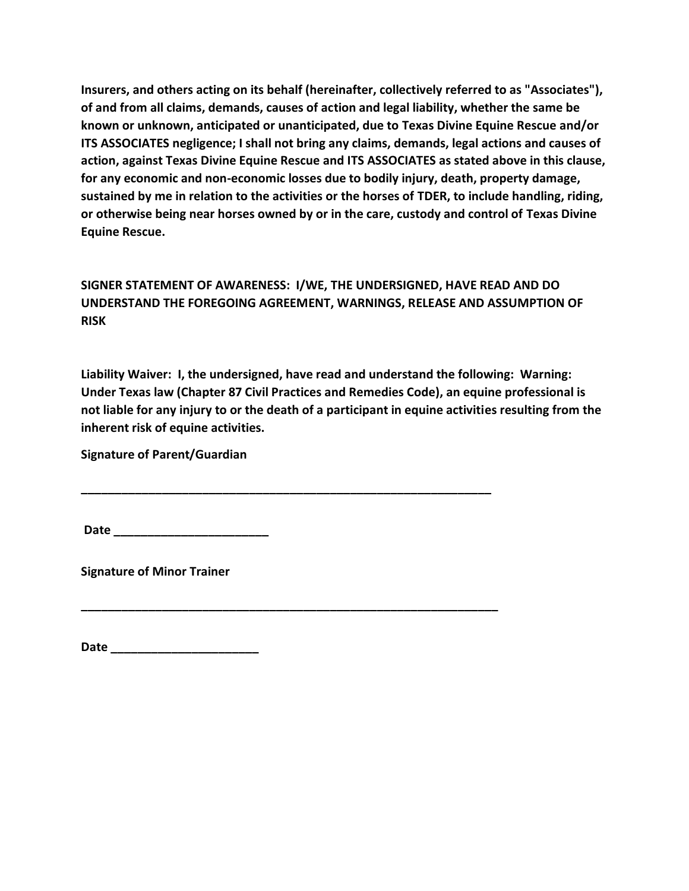**Insurers, and others acting on its behalf (hereinafter, collectively referred to as "Associates"), of and from all claims, demands, causes of action and legal liability, whether the same be known or unknown, anticipated or unanticipated, due to Texas Divine Equine Rescue and/or ITS ASSOCIATES negligence; I shall not bring any claims, demands, legal actions and causes of action, against Texas Divine Equine Rescue and ITS ASSOCIATES as stated above in this clause, for any economic and non-economic losses due to bodily injury, death, property damage, sustained by me in relation to the activities or the horses of TDER, to include handling, riding, or otherwise being near horses owned by or in the care, custody and control of Texas Divine Equine Rescue.**

**SIGNER STATEMENT OF AWARENESS: I/WE, THE UNDERSIGNED, HAVE READ AND DO UNDERSTAND THE FOREGOING AGREEMENT, WARNINGS, RELEASE AND ASSUMPTION OF RISK**

**Liability Waiver: I, the undersigned, have read and understand the following: Warning: Under Texas law (Chapter 87 Civil Practices and Remedies Code), an equine professional is not liable for any injury to or the death of a participant in equine activities resulting from the inherent risk of equine activities.**

**Signature of Parent/Guardian**

**_______________________________________________________________**

**Date ______________________**

**Signature of Minor Trainer**

**_______________________________________________________________**

**Date ______________________**